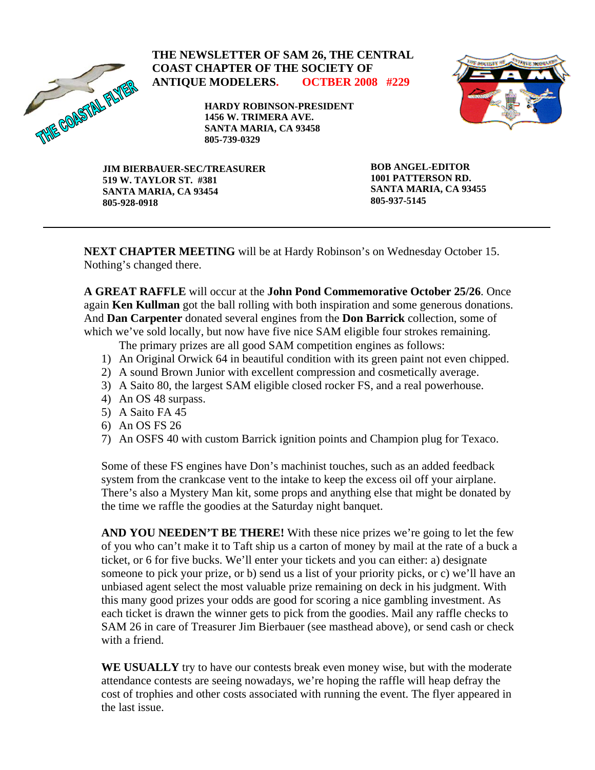THE COASTAL FLYER

**THE NEWSLETTER OF SAM 26, THE CENTRAL COAST CHAPTER OF THE SOCIETY OF ANTIQUE MODELERS. OCTBER 2008 #229**

**HARDY ROBINSON-PRESIDENT**
**1456 W. TRIMERA AVE.**
**SANTA MARIA, CA 93458**
**805-739-0329**

**JIM BIERBAUER-SEC/TREASURER**
**519 W. TAYLOR ST. #381**
**SANTA MARIA, CA 93454**
**805-928-0918**

**BOB ANGEL-EDITOR**
**1001 PATTERSON RD.**
**SANTA MARIA, CA 93455**
**805-937-5145**

---

**NEXT CHAPTER MEETING** will be at Hardy Robinson's on Wednesday October 15. Nothing's changed there.

**A GREAT RAFFLE** will occur at the **John Pond Commemorative October 25/26**. Once again **Ken Kullman** got the ball rolling with both inspiration and some generous donations. And **Dan Carpenter** donated several engines from the **Don Barrick** collection, some of which we've sold locally, but now have five nice SAM eligible four strokes remaining.

The primary prizes are all good SAM competition engines as follows:

1) An Original Orwick 64 in beautiful condition with its green paint not even chipped.
2) A sound Brown Junior with excellent compression and cosmetically average.
3) A Saito 80, the largest SAM eligible closed rocker FS, and a real powerhouse.
4) An OS 48 surpass.
5) A Saito FA 45
6) An OS FS 26
7) An OSFS 40 with custom Barrick ignition points and Champion plug for Texaco.

Some of these FS engines have Don's machinist touches, such as an added feedback system from the crankcase vent to the intake to keep the excess oil off your airplane. There's also a Mystery Man kit, some props and anything else that might be donated by the time we raffle the goodies at the Saturday night banquet.

**AND YOU NEEDEN'T BE THERE!** With these nice prizes we're going to let the few of you who can't make it to Taft ship us a carton of money by mail at the rate of a buck a ticket, or 6 for five bucks. We'll enter your tickets and you can either: a) designate someone to pick your prize, or b) send us a list of your priority picks, or c) we'll have an unbiased agent select the most valuable prize remaining on deck in his judgment. With this many good prizes your odds are good for scoring a nice gambling investment. As each ticket is drawn the winner gets to pick from the goodies. Mail any raffle checks to SAM 26 in care of Treasurer Jim Bierbauer (see masthead above), or send cash or check with a friend.

**WE USUALLY** try to have our contests break even money wise, but with the moderate attendance contests are seeing nowadays, we're hoping the raffle will heap defray the cost of trophies and other costs associated with running the event. The flyer appeared in the last issue.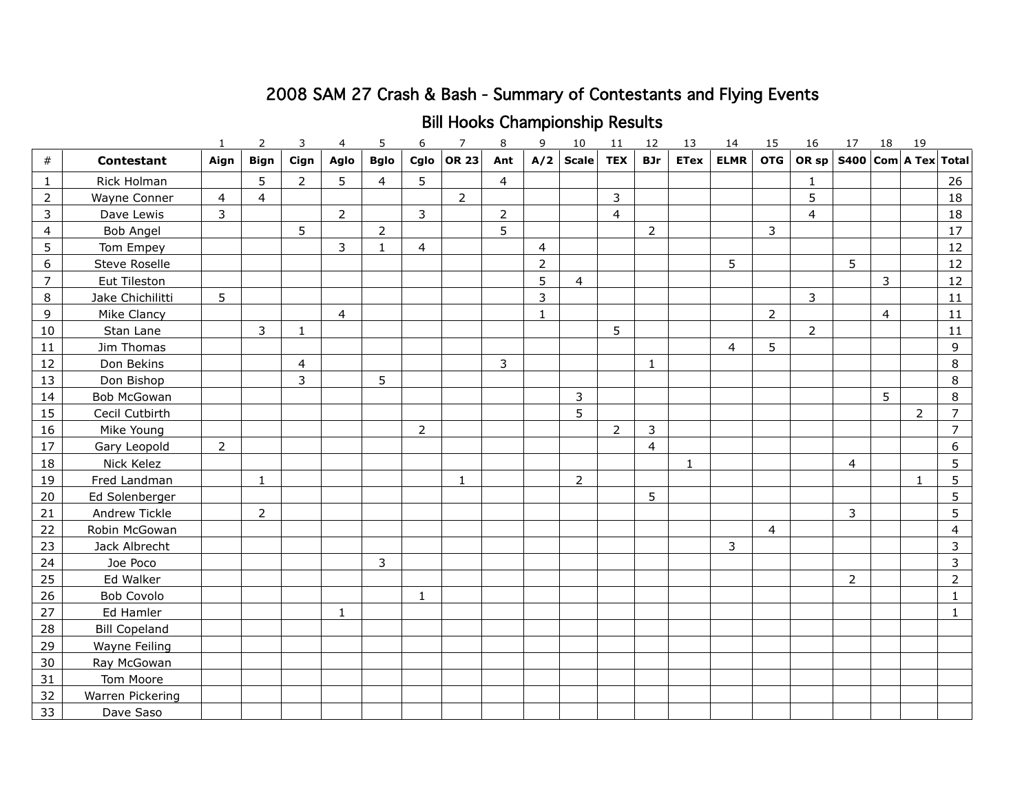# 2008 SAM 27 Crash & Bash - Summary of Contestants and Flying Events

## Bill Hooks Championship Results

| | | 1 | 2 | 3 | 4 | 5 | 6 | 7 | 8 | 9 | 10 | 11 | 12 | 13 | 14 | 15 | 16 | 17 | 18 | 19 | |
|---|---|---|---|---|---|---|---|---|---|---|---|---|---|---|---|---|---|---|---|---|---|
| **#** | **Contestant** | **Aign** | **Bign** | **Cign** | **Aglo** | **Bglo** | **Cglo** | **OR 23** | **Ant** | **A/2** | **Scale** | **TEX** | **BJr** | **ETex** | **ELMR** | **OTG** | **OR sp** | **S400** | **Com** | **A Tex** | **Total** |
| 1 | Rick Holman | | 5 | 2 | 5 | 4 | 5 | | 4 | | | | | | | | 1 | | | | 26 |
| 2 | Wayne Conner | 4 | 4 | | | | | 2 | | | | 3 | | | | | 5 | | | | 18 |
| 3 | Dave Lewis | 3 | | | 2 | | 3 | | 2 | | | 4 | | | | | 4 | | | | 18 |
| 4 | Bob Angel | | | 5 | | 2 | | | 5 | | | | 2 | | | 3 | | | | | 17 |
| 5 | Tom Empey | | | | 3 | 1 | 4 | | | 4 | | | | | | | | | | | 12 |
| 6 | Steve Roselle | | | | | | | | | 2 | | | | | 5 | | | 5 | | | 12 |
| 7 | Eut Tileston | | | | | | | | | 5 | 4 | | | | | | | | 3 | | 12 |
| 8 | Jake Chichilitti | 5 | | | | | | | | 3 | | | | | | | 3 | | | | 11 |
| 9 | Mike Clancy | | | | 4 | | | | | 1 | | | | | | 2 | | | 4 | | 11 |
| 10 | Stan Lane | | 3 | 1 | | | | | | | | 5 | | | | | 2 | | | | 11 |
| 11 | Jim Thomas | | | | | | | | | | | | | | 4 | 5 | | | | | 9 |
| 12 | Don Bekins | | | 4 | | | | | 3 | | | | 1 | | | | | | | | 8 |
| 13 | Don Bishop | | | 3 | | 5 | | | | | | | | | | | | | | | 8 |
| 14 | Bob McGowan | | | | | | | | | | 3 | | | | | | | | 5 | | 8 |
| 15 | Cecil Cutbirth | | | | | | | | | | 5 | | | | | | | | | 2 | 7 |
| 16 | Mike Young | | | | | | 2 | | | | | 2 | 3 | | | | | | | | 7 |
| 17 | Gary Leopold | 2 | | | | | | | | | | | 4 | | | | | | | | 6 |
| 18 | Nick Kelez | | | | | | | | | | | | | 1 | | | | 4 | | | 5 |
| 19 | Fred Landman | | 1 | | | | | 1 | | | 2 | | | | | | | | | 1 | 5 |
| 20 | Ed Solenberger | | | | | | | | | | | | 5 | | | | | | | | 5 |
| 21 | Andrew Tickle | | 2 | | | | | | | | | | | | | | | 3 | | | 5 |
| 22 | Robin McGowan | | | | | | | | | | | | | | | 4 | | | | | 4 |
| 23 | Jack Albrecht | | | | | | | | | | | | | | 3 | | | | | | 3 |
| 24 | Joe Poco | | | | | 3 | | | | | | | | | | | | | | | 3 |
| 25 | Ed Walker | | | | | | | | | | | | | | | | | 2 | | | 2 |
| 26 | Bob Covolo | | | | | | 1 | | | | | | | | | | | | | | 1 |
| 27 | Ed Hamler | | | | 1 | | | | | | | | | | | | | | | | 1 |
| 28 | Bill Copeland | | | | | | | | | | | | | | | | | | | | |
| 29 | Wayne Feiling | | | | | | | | | | | | | | | | | | | | |
| 30 | Ray McGowan | | | | | | | | | | | | | | | | | | | | |
| 31 | Tom Moore | | | | | | | | | | | | | | | | | | | | |
| 32 | Warren Pickering | | | | | | | | | | | | | | | | | | | | |
| 33 | Dave Saso | | | | | | | | | | | | | | | | | | | | |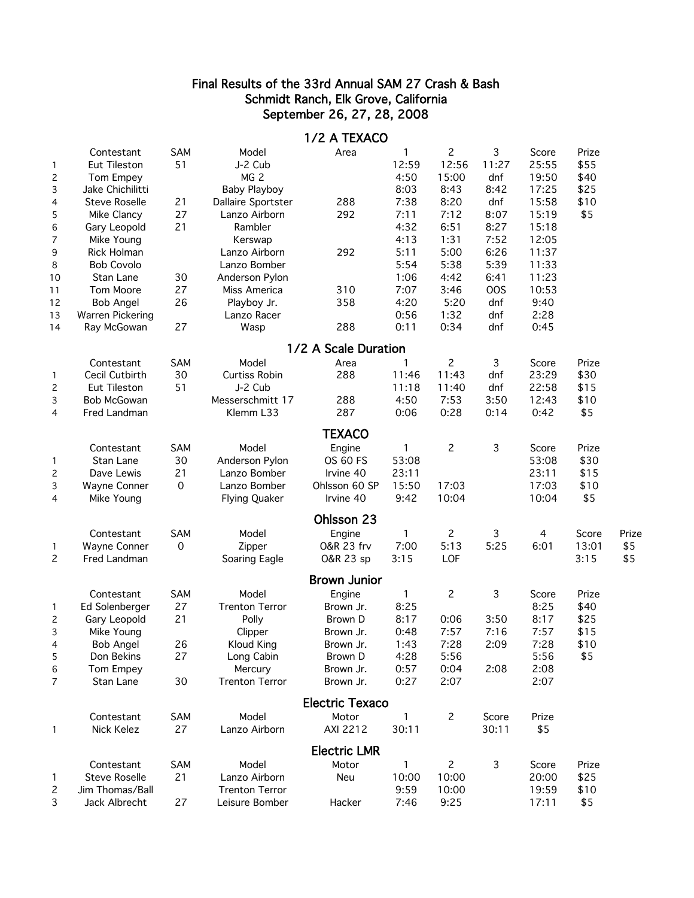# Final Results of the 33rd Annual SAM 27 Crash & Bash
## Schmidt Ranch, Elk Grove, California
## September 26, 27, 28, 2008

### 1/2 A TEXACO

| | Contestant | SAM | Model | Area | 1 | 2 | 3 | Score | Prize |
|---|---|---|---|---|---|---|---|---|---|
| 1 | Eut Tileston | 51 | J-2 Cub | | 12:59 | 12:56 | 11:27 | 25:55 | $55 |
| 2 | Tom Empey | | MG 2 | | 4:50 | 15:00 | dnf | 19:50 | $40 |
| 3 | Jake Chichilitti | | Baby Playboy | | 8:03 | 8:43 | 8:42 | 17:25 | $25 |
| 4 | Steve Roselle | 21 | Dallaire Sportster | 288 | 7:38 | 8:20 | dnf | 15:58 | $10 |
| 5 | Mike Clancy | 27 | Lanzo Airborn | 292 | 7:11 | 7:12 | 8:07 | 15:19 | $5 |
| 6 | Gary Leopold | 21 | Rambler | | 4:32 | 6:51 | 8:27 | 15:18 | |
| 7 | Mike Young | | Kerswap | | 4:13 | 1:31 | 7:52 | 12:05 | |
| 9 | Rick Holman | | Lanzo Airborn | 292 | 5:11 | 5:00 | 6:26 | 11:37 | |
| 8 | Bob Covolo | | Lanzo Bomber | | 5:54 | 5:38 | 5:39 | 11:33 | |
| 10 | Stan Lane | 30 | Anderson Pylon | | 1:06 | 4:42 | 6:41 | 11:23 | |
| 11 | Tom Moore | 27 | Miss America | 310 | 7:07 | 3:46 | OOS | 10:53 | |
| 12 | Bob Angel | 26 | Playboy Jr. | 358 | 4:20 | 5:20 | dnf | 9:40 | |
| 13 | Warren Pickering | | Lanzo Racer | | 0:56 | 1:32 | dnf | 2:28 | |
| 14 | Ray McGowan | 27 | Wasp | 288 | 0:11 | 0:34 | dnf | 0:45 | |

### 1/2 A Scale Duration

| | Contestant | SAM | Model | Area | 1 | 2 | 3 | Score | Prize |
|---|---|---|---|---|---|---|---|---|---|
| 1 | Cecil Cutbirth | 30 | Curtiss Robin | 288 | 11:46 | 11:43 | dnf | 23:29 | $30 |
| 2 | Eut Tileston | 51 | J-2 Cub | | 11:18 | 11:40 | dnf | 22:58 | $15 |
| 3 | Bob McGowan | | Messerschmitt 17 | 288 | 4:50 | 7:53 | 3:50 | 12:43 | $10 |
| 4 | Fred Landman | | Klemm L33 | 287 | 0:06 | 0:28 | 0:14 | 0:42 | $5 |

### TEXACO

| | Contestant | SAM | Model | Engine | 1 | 2 | 3 | Score | Prize |
|---|---|---|---|---|---|---|---|---|---|
| 1 | Stan Lane | 30 | Anderson Pylon | OS 60 FS | 53:08 | | | 53:08 | $30 |
| 2 | Dave Lewis | 21 | Lanzo Bomber | Irvine 40 | 23:11 | | | 23:11 | $15 |
| 3 | Wayne Conner | 0 | Lanzo Bomber | Ohlsson 60 SP | 15:50 | 17:03 | | 17:03 | $10 |
| 4 | Mike Young | | Flying Quaker | Irvine 40 | 9:42 | 10:04 | | 10:04 | $5 |

### Ohlsson 23

| | Contestant | SAM | Model | Engine | 1 | 2 | 3 | 4 | Score | Prize |
|---|---|---|---|---|---|---|---|---|---|---|
| 1 | Wayne Conner | 0 | Zipper | O&R 23 frv | 7:00 | 5:13 | 5:25 | 6:01 | 13:01 | $5 |
| 2 | Fred Landman | | Soaring Eagle | O&R 23 sp | 3:15 | LOF | | | 3:15 | $5 |

### Brown Junior

| | Contestant | SAM | Model | Engine | 1 | 2 | 3 | Score | Prize |
|---|---|---|---|---|---|---|---|---|---|
| 1 | Ed Solenberger | 27 | Trenton Terror | Brown Jr. | 8:25 | | | 8:25 | $40 |
| 2 | Gary Leopold | 21 | Polly | Brown D | 8:17 | 0:06 | 3:50 | 8:17 | $25 |
| 3 | Mike Young | | Clipper | Brown Jr. | 0:48 | 7:57 | 7:16 | 7:57 | $15 |
| 4 | Bob Angel | 26 | Kloud King | Brown Jr. | 1:43 | 7:28 | 2:09 | 7:28 | $10 |
| 5 | Don Bekins | 27 | Long Cabin | Brown D | 4:28 | 5:56 | | 5:56 | $5 |
| 6 | Tom Empey | | Mercury | Brown Jr. | 0:57 | 0:04 | 2:08 | 2:08 | |
| 7 | Stan Lane | 30 | Trenton Terror | Brown Jr. | 0:27 | 2:07 | | 2:07 | |

### Electric Texaco

| | Contestant | SAM | Model | Motor | 1 | 2 | Score | Prize |
|---|---|---|---|---|---|---|---|---|
| 1 | Nick Kelez | 27 | Lanzo Airborn | AXI 2212 | 30:11 | | 30:11 | $5 |

### Electric LMR

| | Contestant | SAM | Model | Motor | 1 | 2 | 3 | Score | Prize |
|---|---|---|---|---|---|---|---|---|---|
| 1 | Steve Roselle | 21 | Lanzo Airborn | Neu | 10:00 | 10:00 | | 20:00 | $25 |
| 2 | Jim Thomas/Ball | | Trenton Terror | | 9:59 | 10:00 | | 19:59 | $10 |
| 3 | Jack Albrecht | 27 | Leisure Bomber | Hacker | 7:46 | 9:25 | | 17:11 | $5 |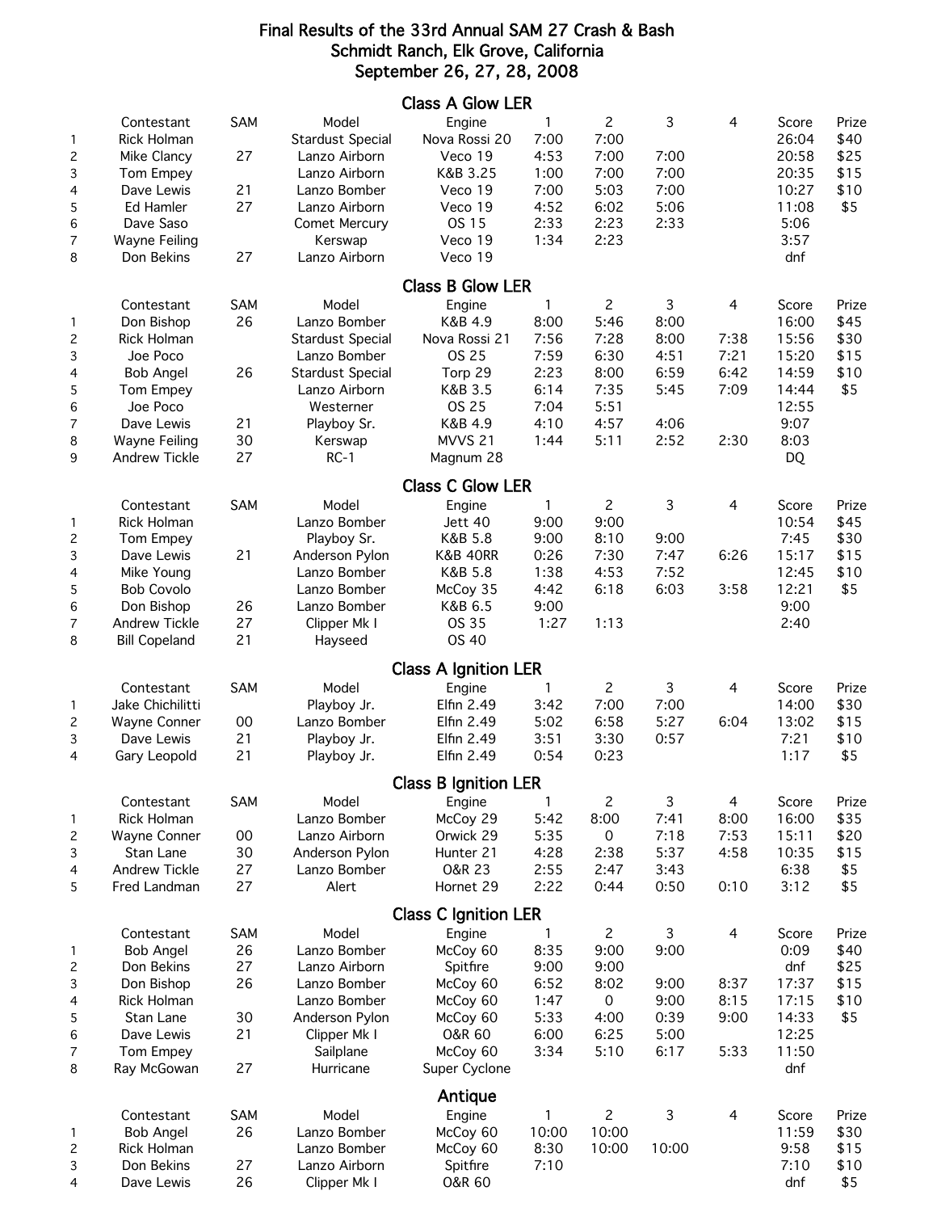# Final Results of the 33rd Annual SAM 27 Crash & Bash
## Schmidt Ranch, Elk Grove, California
## September 26, 27, 28, 2008

### Class A Glow LER

| | Contestant | SAM | Model | Engine | 1 | 2 | 3 | 4 | Score | Prize |
|---|---|---|---|---|---|---|---|---|---|---|
| 1 | Rick Holman | | Stardust Special | Nova Rossi 20 | 7:00 | 7:00 | | | 26:04 | $40 |
| 2 | Mike Clancy | 27 | Lanzo Airborn | Veco 19 | 4:53 | 7:00 | 7:00 | | 20:58 | $25 |
| 3 | Tom Empey | | Lanzo Airborn | K&B 3.25 | 1:00 | 7:00 | 7:00 | | 20:35 | $15 |
| 4 | Dave Lewis | 21 | Lanzo Bomber | Veco 19 | 7:00 | 5:03 | 7:00 | | 10:27 | $10 |
| 5 | Ed Hamler | 27 | Lanzo Airborn | Veco 19 | 4:52 | 6:02 | 5:06 | | 11:08 | $5 |
| 6 | Dave Saso | | Comet Mercury | OS 15 | 2:33 | 2:23 | 2:33 | | 5:06 | |
| 7 | Wayne Feiling | | Kerswap | Veco 19 | 1:34 | 2:23 | | | 3:57 | |
| 8 | Don Bekins | 27 | Lanzo Airborn | Veco 19 | | | | | dnf | |

### Class B Glow LER

| | Contestant | SAM | Model | Engine | 1 | 2 | 3 | 4 | Score | Prize |
|---|---|---|---|---|---|---|---|---|---|---|
| 1 | Don Bishop | 26 | Lanzo Bomber | K&B 4.9 | 8:00 | 5:46 | 8:00 | | 16:00 | $45 |
| 2 | Rick Holman | | Stardust Special | Nova Rossi 21 | 7:56 | 7:28 | 8:00 | 7:38 | 15:56 | $30 |
| 3 | Joe Poco | | Lanzo Bomber | OS 25 | 7:59 | 6:30 | 4:51 | 7:21 | 15:20 | $15 |
| 4 | Bob Angel | 26 | Stardust Special | Torp 29 | 2:23 | 8:00 | 6:59 | 6:42 | 14:59 | $10 |
| 5 | Tom Empey | | Lanzo Airborn | K&B 3.5 | 6:14 | 7:35 | 5:45 | 7:09 | 14:44 | $5 |
| 6 | Joe Poco | | Westerner | OS 25 | 7:04 | 5:51 | | | 12:55 | |
| 7 | Dave Lewis | 21 | Playboy Sr. | K&B 4.9 | 4:10 | 4:57 | 4:06 | | 9:07 | |
| 8 | Wayne Feiling | 30 | Kerswap | MVVS 21 | 1:44 | 5:11 | 2:52 | 2:30 | 8:03 | |
| 9 | Andrew Tickle | 27 | RC-1 | Magnum 28 | | | | | DQ | |

### Class C Glow LER

| | Contestant | SAM | Model | Engine | 1 | 2 | 3 | 4 | Score | Prize |
|---|---|---|---|---|---|---|---|---|---|---|
| 1 | Rick Holman | | Lanzo Bomber | Jett 40 | 9:00 | 9:00 | | | 10:54 | $45 |
| 2 | Tom Empey | | Playboy Sr. | K&B 5.8 | 9:00 | 8:10 | 9:00 | | 7:45 | $30 |
| 3 | Dave Lewis | 21 | Anderson Pylon | K&B 40RR | 0:26 | 7:30 | 7:47 | 6:26 | 15:17 | $15 |
| 4 | Mike Young | | Lanzo Bomber | K&B 5.8 | 1:38 | 4:53 | 7:52 | | 12:45 | $10 |
| 5 | Bob Covolo | | Lanzo Bomber | McCoy 35 | 4:42 | 6:18 | 6:03 | 3:58 | 12:21 | $5 |
| 6 | Don Bishop | 26 | Lanzo Bomber | K&B 6.5 | 9:00 | | | | 9:00 | |
| 7 | Andrew Tickle | 27 | Clipper Mk I | OS 35 | 1:27 | 1:13 | | | 2:40 | |
| 8 | Bill Copeland | 21 | Hayseed | OS 40 | | | | | | |

### Class A Ignition LER

| | Contestant | SAM | Model | Engine | 1 | 2 | 3 | 4 | Score | Prize |
|---|---|---|---|---|---|---|---|---|---|---|
| 1 | Jake Chichilitti | | Playboy Jr. | Elfin 2.49 | 3:42 | 7:00 | 7:00 | | 14:00 | $30 |
| 2 | Wayne Conner | 00 | Lanzo Bomber | Elfin 2.49 | 5:02 | 6:58 | 5:27 | 6:04 | 13:02 | $15 |
| 3 | Dave Lewis | 21 | Playboy Jr. | Elfin 2.49 | 3:51 | 3:30 | 0:57 | | 7:21 | $10 |
| 4 | Gary Leopold | 21 | Playboy Jr. | Elfin 2.49 | 0:54 | 0:23 | | | 1:17 | $5 |

### Class B Ignition LER

| | Contestant | SAM | Model | Engine | 1 | 2 | 3 | 4 | Score | Prize |
|---|---|---|---|---|---|---|---|---|---|---|
| 1 | Rick Holman | | Lanzo Bomber | McCoy 29 | 5:42 | 8:00 | 7:41 | 8:00 | 16:00 | $35 |
| 2 | Wayne Conner | 00 | Lanzo Airborn | Orwick 29 | 5:35 | 0 | 7:18 | 7:53 | 15:11 | $20 |
| 3 | Stan Lane | 30 | Anderson Pylon | Hunter 21 | 4:28 | 2:38 | 5:37 | 4:58 | 10:35 | $15 |
| 4 | Andrew Tickle | 27 | Lanzo Bomber | O&R 23 | 2:55 | 2:47 | 3:43 | | 6:38 | $5 |
| 5 | Fred Landman | 27 | Alert | Hornet 29 | 2:22 | 0:44 | 0:50 | 0:10 | 3:12 | $5 |

### Class C Ignition LER

| | Contestant | SAM | Model | Engine | 1 | 2 | 3 | 4 | Score | Prize |
|---|---|---|---|---|---|---|---|---|---|---|
| 1 | Bob Angel | 26 | Lanzo Bomber | McCoy 60 | 8:35 | 9:00 | 9:00 | | 0:09 | $40 |
| 2 | Don Bekins | 27 | Lanzo Airborn | Spitfire | 9:00 | 9:00 | | | dnf | $25 |
| 3 | Don Bishop | 26 | Lanzo Bomber | McCoy 60 | 6:52 | 8:02 | 9:00 | 8:37 | 17:37 | $15 |
| 4 | Rick Holman | | Lanzo Bomber | McCoy 60 | 1:47 | 0 | 9:00 | 8:15 | 17:15 | $10 |
| 5 | Stan Lane | 30 | Anderson Pylon | McCoy 60 | 5:33 | 4:00 | 0:39 | 9:00 | 14:33 | $5 |
| 6 | Dave Lewis | 21 | Clipper Mk I | O&R 60 | 6:00 | 6:25 | 5:00 | | 12:25 | |
| 7 | Tom Empey | | Sailplane | McCoy 60 | 3:34 | 5:10 | 6:17 | 5:33 | 11:50 | |
| 8 | Ray McGowan | 27 | Hurricane | Super Cyclone | | | | | dnf | |

### Antique

| | Contestant | SAM | Model | Engine | 1 | 2 | 3 | 4 | Score | Prize |
|---|---|---|---|---|---|---|---|---|---|---|
| 1 | Bob Angel | 26 | Lanzo Bomber | McCoy 60 | 10:00 | 10:00 | | | 11:59 | $30 |
| 2 | Rick Holman | | Lanzo Bomber | McCoy 60 | 8:30 | 10:00 | 10:00 | | 9:58 | $15 |
| 3 | Don Bekins | 27 | Lanzo Airborn | Spitfire | 7:10 | | | | 7:10 | $10 |
| 4 | Dave Lewis | 26 | Clipper Mk I | O&R 60 | | | | | dnf | $5 |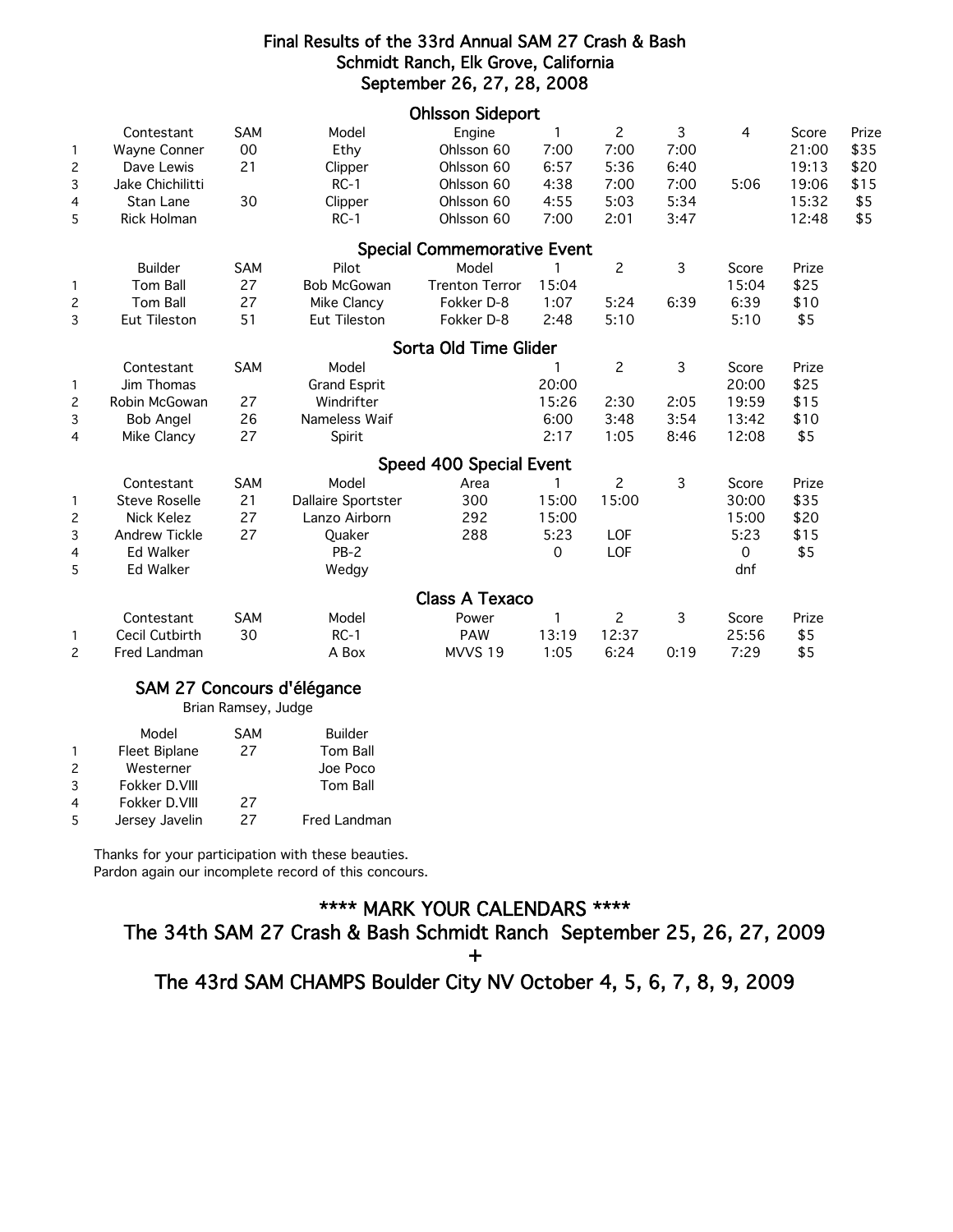# Final Results of the 33rd Annual SAM 27 Crash & Bash
## Schmidt Ranch, Elk Grove, California
## September 26, 27, 28, 2008

### Ohlsson Sideport

| | Contestant | SAM | Model | Engine | 1 | 2 | 3 | 4 | Score | Prize |
|---|---|---|---|---|---|---|---|---|---|---|
| 1 | Wayne Conner | 00 | Ethy | Ohlsson 60 | 7:00 | 7:00 | 7:00 | | 21:00 | $35 |
| 2 | Dave Lewis | 21 | Clipper | Ohlsson 60 | 6:57 | 5:36 | 6:40 | | 19:13 | $20 |
| 3 | Jake Chichilitti | | RC-1 | Ohlsson 60 | 4:38 | 7:00 | 7:00 | 5:06 | 19:06 | $15 |
| 4 | Stan Lane | 30 | Clipper | Ohlsson 60 | 4:55 | 5:03 | 5:34 | | 15:32 | $5 |
| 5 | Rick Holman | | RC-1 | Ohlsson 60 | 7:00 | 2:01 | 3:47 | | 12:48 | $5 |

### Special Commemorative Event

| | Builder | SAM | Pilot | Model | 1 | 2 | 3 | Score | Prize |
|---|---|---|---|---|---|---|---|---|---|
| 1 | Tom Ball | 27 | Bob McGowan | Trenton Terror | 15:04 | | | 15:04 | $25 |
| 2 | Tom Ball | 27 | Mike Clancy | Fokker D-8 | 1:07 | 5:24 | 6:39 | 6:39 | $10 |
| 3 | Eut Tileston | 51 | Eut Tileston | Fokker D-8 | 2:48 | 5:10 | | 5:10 | $5 |

### Sorta Old Time Glider

| | Contestant | SAM | Model | 1 | 2 | 3 | Score | Prize |
|---|---|---|---|---|---|---|---|---|
| 1 | Jim Thomas | | Grand Esprit | 20:00 | | | 20:00 | $25 |
| 2 | Robin McGowan | 27 | Windrifter | 15:26 | 2:30 | 2:05 | 19:59 | $15 |
| 3 | Bob Angel | 26 | Nameless Waif | 6:00 | 3:48 | 3:54 | 13:42 | $10 |
| 4 | Mike Clancy | 27 | Spirit | 2:17 | 1:05 | 8:46 | 12:08 | $5 |

### Speed 400 Special Event

| | Contestant | SAM | Model | Area | 1 | 2 | 3 | Score | Prize |
|---|---|---|---|---|---|---|---|---|---|
| 1 | Steve Roselle | 21 | Dallaire Sportster | 300 | 15:00 | 15:00 | | 30:00 | $35 |
| 2 | Nick Kelez | 27 | Lanzo Airborn | 292 | 15:00 | | | 15:00 | $20 |
| 3 | Andrew Tickle | 27 | Quaker | 288 | 5:23 | LOF | | 5:23 | $15 |
| 4 | Ed Walker | | PB-2 | | 0 | LOF | | 0 | $5 |
| 5 | Ed Walker | | Wedgy | | | | | dnf | |

### Class A Texaco

| | Contestant | SAM | Model | Power | 1 | 2 | 3 | Score | Prize |
|---|---|---|---|---|---|---|---|---|---|
| 1 | Cecil Cutbirth | 30 | RC-1 | PAW | 13:19 | 12:37 | | 25:56 | $5 |
| 2 | Fred Landman | | A Box | MVVS 19 | 1:05 | 6:24 | 0:19 | 7:29 | $5 |

### SAM 27 Concours d'élégance

Brian Ramsey, Judge

| | Model | SAM | Builder |
|---|---|---|---|
| 1 | Fleet Biplane | 27 | Tom Ball |
| 2 | Westerner | | Joe Poco |
| 3 | Fokker D.VIII | | Tom Ball |
| 4 | Fokker D.VIII | 27 | |
| 5 | Jersey Javelin | 27 | Fred Landman |

Thanks for your participation with these beauties.
Pardon again our incomplete record of this concours.

## **** MARK YOUR CALENDARS ****
## The 34th SAM 27 Crash & Bash Schmidt Ranch September 25, 26, 27, 2009
## +
## The 43rd SAM CHAMPS Boulder City NV October 4, 5, 6, 7, 8, 9, 2009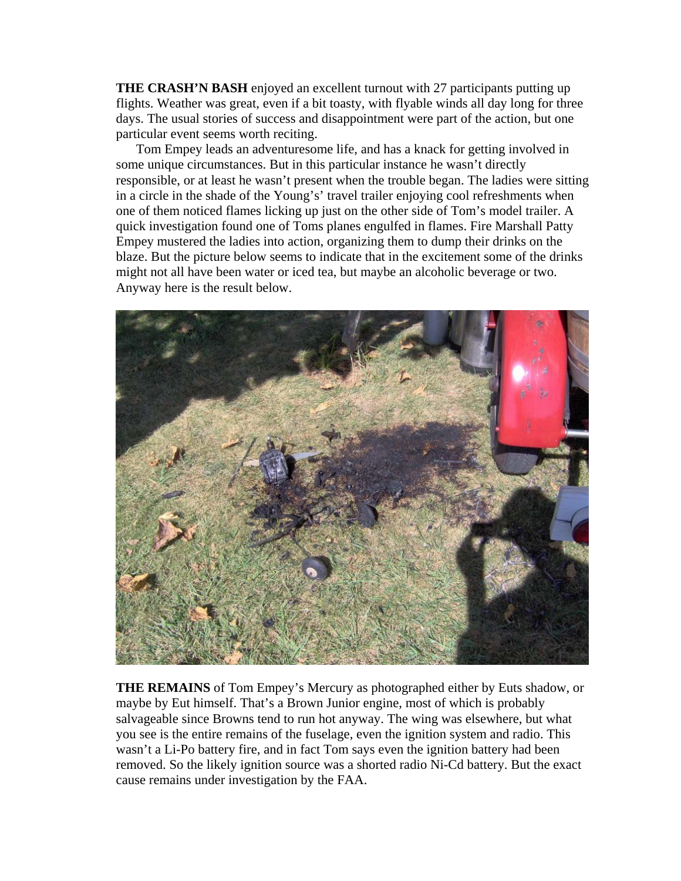**THE CRASH'N BASH** enjoyed an excellent turnout with 27 participants putting up flights. Weather was great, even if a bit toasty, with flyable winds all day long for three days. The usual stories of success and disappointment were part of the action, but one particular event seems worth reciting.

Tom Empey leads an adventuresome life, and has a knack for getting involved in some unique circumstances. But in this particular instance he wasn't directly responsible, or at least he wasn't present when the trouble began. The ladies were sitting in a circle in the shade of the Young's' travel trailer enjoying cool refreshments when one of them noticed flames licking up just on the other side of Tom's model trailer. A quick investigation found one of Toms planes engulfed in flames. Fire Marshall Patty Empey mustered the ladies into action, organizing them to dump their drinks on the blaze. But the picture below seems to indicate that in the excitement some of the drinks might not all have been water or iced tea, but maybe an alcoholic beverage or two. Anyway here is the result below.

**THE REMAINS** of Tom Empey's Mercury as photographed either by Euts shadow, or maybe by Eut himself. That's a Brown Junior engine, most of which is probably salvageable since Browns tend to run hot anyway. The wing was elsewhere, but what you see is the entire remains of the fuselage, even the ignition system and radio. This wasn't a Li-Po battery fire, and in fact Tom says even the ignition battery had been removed. So the likely ignition source was a shorted radio Ni-Cd battery. But the exact cause remains under investigation by the FAA.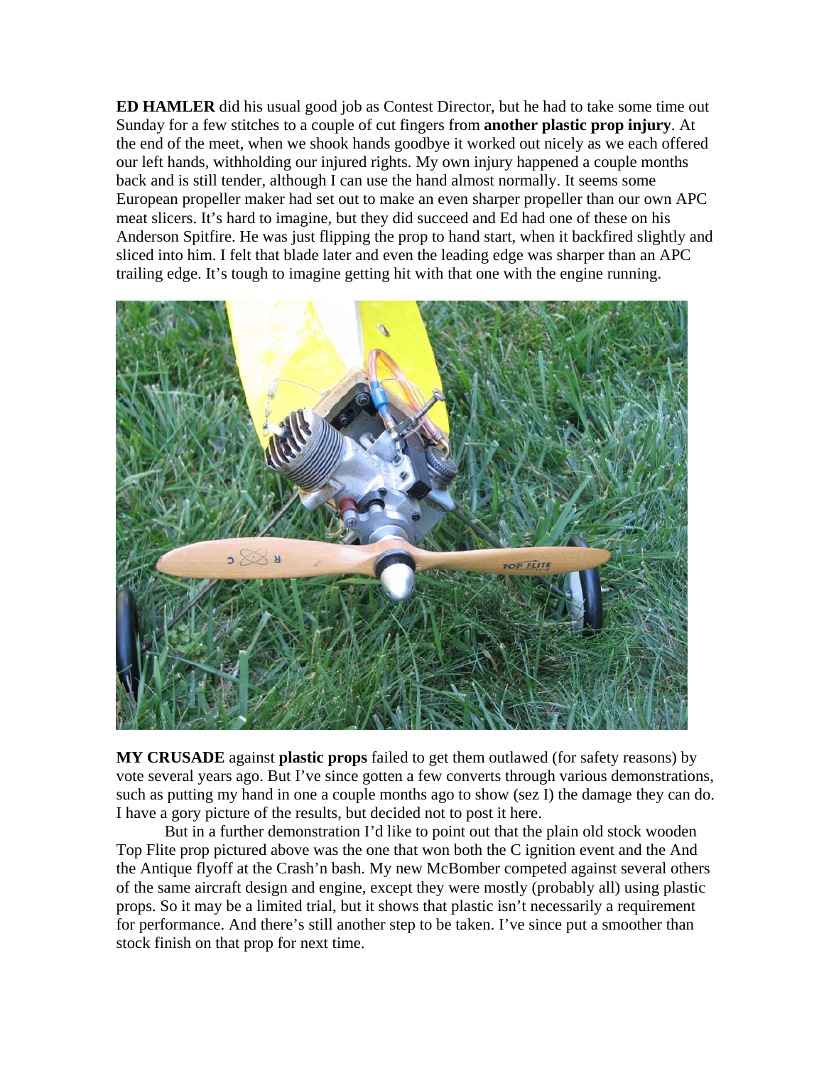**ED HAMLER** did his usual good job as Contest Director, but he had to take some time out Sunday for a few stitches to a couple of cut fingers from **another plastic prop injury**. At the end of the meet, when we shook hands goodbye it worked out nicely as we each offered our left hands, withholding our injured rights. My own injury happened a couple months back and is still tender, although I can use the hand almost normally. It seems some European propeller maker had set out to make an even sharper propeller than our own APC meat slicers. It's hard to imagine, but they did succeed and Ed had one of these on his Anderson Spitfire. He was just flipping the prop to hand start, when it backfired slightly and sliced into him. I felt that blade later and even the leading edge was sharper than an APC trailing edge. It's tough to imagine getting hit with that one with the engine running.

**MY CRUSADE** against **plastic props** failed to get them outlawed (for safety reasons) by vote several years ago. But I've since gotten a few converts through various demonstrations, such as putting my hand in one a couple months ago to show (sez I) the damage they can do. I have a gory picture of the results, but decided not to post it here.

But in a further demonstration I'd like to point out that the plain old stock wooden Top Flite prop pictured above was the one that won both the C ignition event and the And the Antique flyoff at the Crash'n bash. My new McBomber competed against several others of the same aircraft design and engine, except they were mostly (probably all) using plastic props. So it may be a limited trial, but it shows that plastic isn't necessarily a requirement for performance. And there's still another step to be taken. I've since put a smoother than stock finish on that prop for next time.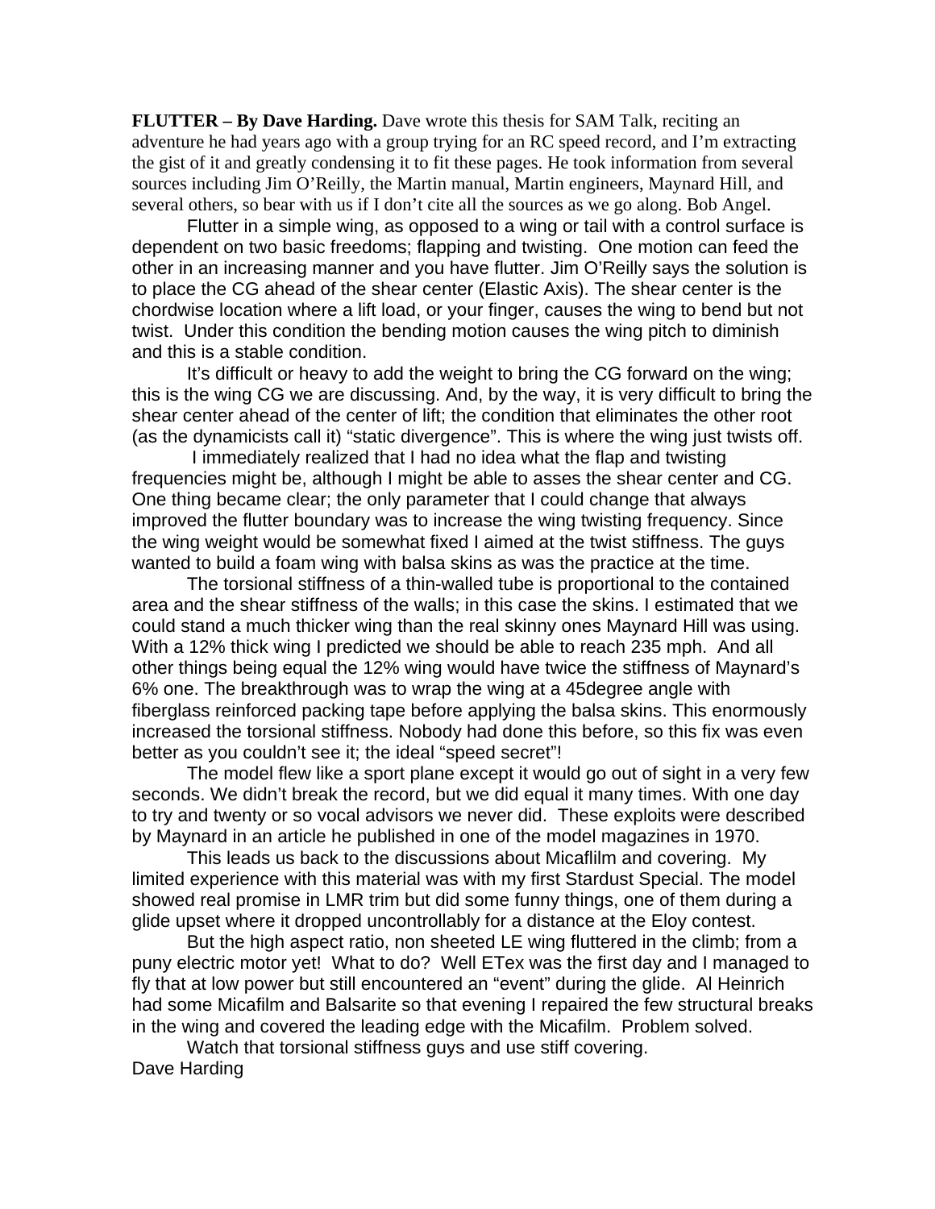**FLUTTER – By Dave Harding.** Dave wrote this thesis for SAM Talk, reciting an adventure he had years ago with a group trying for an RC speed record, and I'm extracting the gist of it and greatly condensing it to fit these pages. He took information from several sources including Jim O'Reilly, the Martin manual, Martin engineers, Maynard Hill, and several others, so bear with us if I don't cite all the sources as we go along. Bob Angel.

Flutter in a simple wing, as opposed to a wing or tail with a control surface is dependent on two basic freedoms; flapping and twisting. One motion can feed the other in an increasing manner and you have flutter. Jim O'Reilly says the solution is to place the CG ahead of the shear center (Elastic Axis). The shear center is the chordwise location where a lift load, or your finger, causes the wing to bend but not twist. Under this condition the bending motion causes the wing pitch to diminish and this is a stable condition.

It's difficult or heavy to add the weight to bring the CG forward on the wing; this is the wing CG we are discussing. And, by the way, it is very difficult to bring the shear center ahead of the center of lift; the condition that eliminates the other root (as the dynamicists call it) "static divergence". This is where the wing just twists off.

I immediately realized that I had no idea what the flap and twisting frequencies might be, although I might be able to asses the shear center and CG. One thing became clear; the only parameter that I could change that always improved the flutter boundary was to increase the wing twisting frequency. Since the wing weight would be somewhat fixed I aimed at the twist stiffness. The guys wanted to build a foam wing with balsa skins as was the practice at the time.

The torsional stiffness of a thin-walled tube is proportional to the contained area and the shear stiffness of the walls; in this case the skins. I estimated that we could stand a much thicker wing than the real skinny ones Maynard Hill was using. With a 12% thick wing I predicted we should be able to reach 235 mph. And all other things being equal the 12% wing would have twice the stiffness of Maynard's 6% one. The breakthrough was to wrap the wing at a 45degree angle with fiberglass reinforced packing tape before applying the balsa skins. This enormously increased the torsional stiffness. Nobody had done this before, so this fix was even better as you couldn't see it; the ideal "speed secret"!

The model flew like a sport plane except it would go out of sight in a very few seconds. We didn't break the record, but we did equal it many times. With one day to try and twenty or so vocal advisors we never did. These exploits were described by Maynard in an article he published in one of the model magazines in 1970.

This leads us back to the discussions about Micaflilm and covering. My limited experience with this material was with my first Stardust Special. The model showed real promise in LMR trim but did some funny things, one of them during a glide upset where it dropped uncontrollably for a distance at the Eloy contest.

But the high aspect ratio, non sheeted LE wing fluttered in the climb; from a puny electric motor yet! What to do? Well ETex was the first day and I managed to fly that at low power but still encountered an "event" during the glide. Al Heinrich had some Micafilm and Balsarite so that evening I repaired the few structural breaks in the wing and covered the leading edge with the Micafilm. Problem solved.

Watch that torsional stiffness guys and use stiff covering.

Dave Harding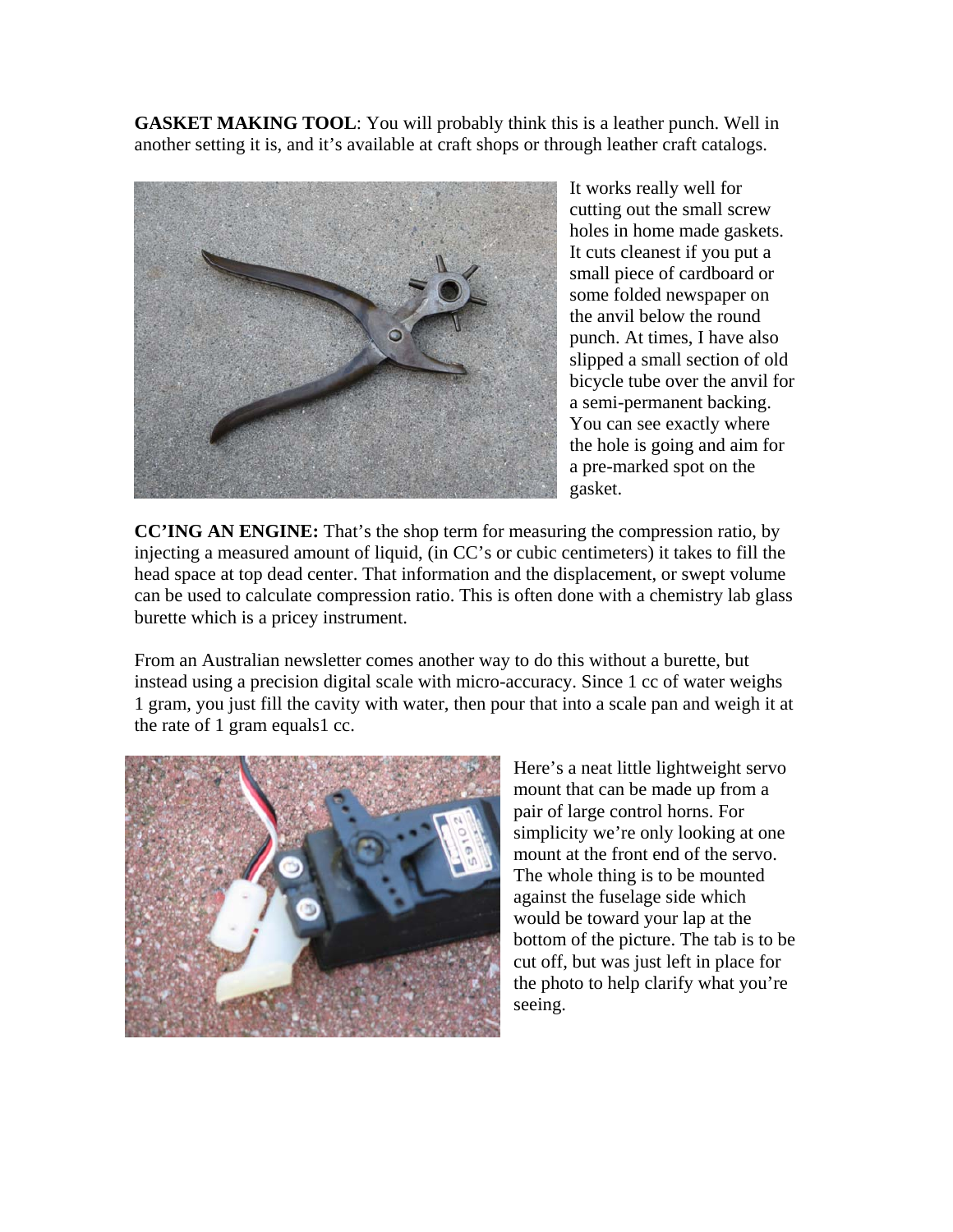**GASKET MAKING TOOL**: You will probably think this is a leather punch. Well in another setting it is, and it's available at craft shops or through leather craft catalogs.

It works really well for cutting out the small screw holes in home made gaskets. It cuts cleanest if you put a small piece of cardboard or some folded newspaper on the anvil below the round punch. At times, I have also slipped a small section of old bicycle tube over the anvil for a semi-permanent backing. You can see exactly where the hole is going and aim for a pre-marked spot on the gasket.

**CC'ING AN ENGINE:** That's the shop term for measuring the compression ratio, by injecting a measured amount of liquid, (in CC's or cubic centimeters) it takes to fill the head space at top dead center. That information and the displacement, or swept volume can be used to calculate compression ratio. This is often done with a chemistry lab glass burette which is a pricey instrument.

From an Australian newsletter comes another way to do this without a burette, but instead using a precision digital scale with micro-accuracy. Since 1 cc of water weighs 1 gram, you just fill the cavity with water, then pour that into a scale pan and weigh it at the rate of 1 gram equals1 cc.

Here's a neat little lightweight servo mount that can be made up from a pair of large control horns. For simplicity we're only looking at one mount at the front end of the servo. The whole thing is to be mounted against the fuselage side which would be toward your lap at the bottom of the picture. The tab is to be cut off, but was just left in place for the photo to help clarify what you're seeing.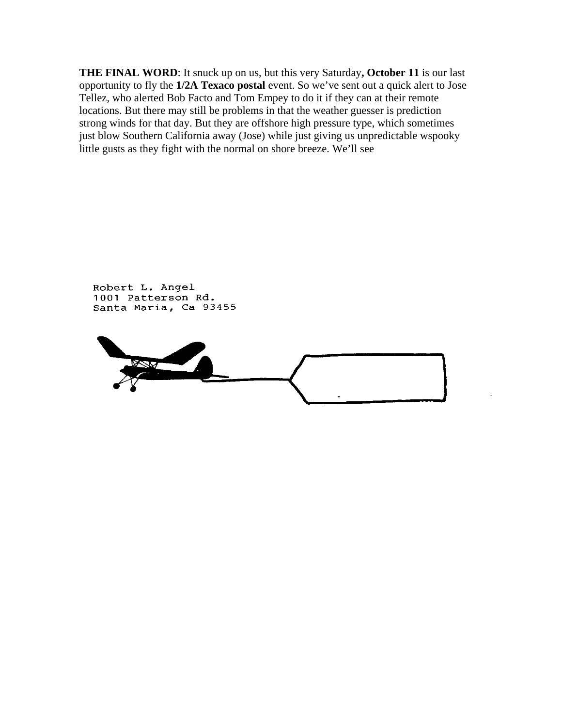**THE FINAL WORD**: It snuck up on us, but this very Saturday**, October 11** is our last opportunity to fly the **1/2A Texaco postal** event. So we've sent out a quick alert to Jose Tellez, who alerted Bob Facto and Tom Empey to do it if they can at their remote locations. But there may still be problems in that the weather guesser is prediction strong winds for that day. But they are offshore high pressure type, which sometimes just blow Southern California away (Jose) while just giving us unpredictable wspooky little gusts as they fight with the normal on shore breeze. We'll see

Robert L. Angel
1001 Patterson Rd.
Santa Maria, Ca 93455